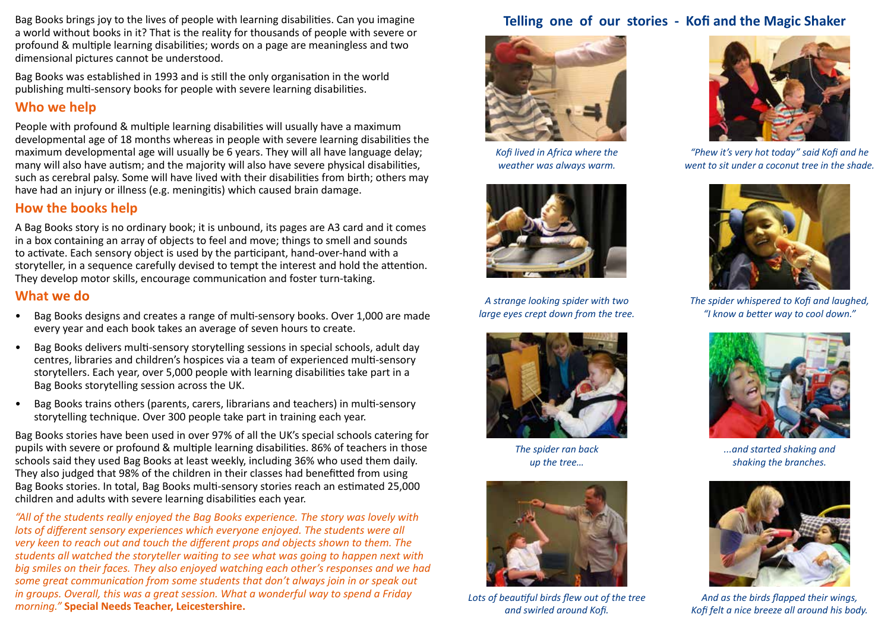Bag Books brings joy to the lives of people with learning disabilities. Can you imagine a world without books in it? That is the reality for thousands of people with severe or profound & multiple learning disabilities; words on a page are meaningless and two dimensional pictures cannot be understood.

Bag Books was established in 1993 and is still the only organisation in the world publishing multi-sensory books for people with severe learning disabilities.

## Who we help

People with profound & multiple learning disabilities will usually have a maximum developmental age of 18 months whereas in people with severe learning disabilities the maximum developmental age will usually be 6 years. They will all have language delay; many will also have autism; and the majority will also have severe physical disabilities, such as cerebral palsy. Some will have lived with their disabilities from birth; others may have had an injury or illness (e.g. meningitis) which caused brain damage.

## How the books help

A Bag Books story is no ordinary book; it is unbound, its pages are A3 card and it comes in a box containing an array of objects to feel and move; things to smell and sounds to activate. Each sensory object is used by the participant, hand-over-hand with a storyteller, in a sequence carefully devised to tempt the interest and hold the attention. They develop motor skills, encourage communication and foster turn-taking.

## What we do

- Bag Books designs and creates a range of multi-sensory books. Over 1,000 are made every year and each book takes an average of seven hours to create.
- Bag Books delivers multi-sensory storytelling sessions in special schools, adult day centres, libraries and children's hospices via a team of experienced multi-sensory storytellers. Each year, over 5,000 people with learning disabilities take part in a Bag Books storytelling session across the UK.
- Bag Books trains others (parents, carers, librarians and teachers) in multi-sensory storytelling technique. Over 300 people take part in training each year.

Bag Books stories have been used in over 97% of all the UK's special schools catering for pupils with severe or profound & multiple learning disabilities. 86% of teachers in those schools said they used Bag Books at least weekly, including 36% who used them daily. They also judged that 98% of the children in their classes had benefitted from using Bag Books stories. In total, Bag Books multi-sensory stories reach an estimated 25,000 children and adults with severe learning disabilities each year.

*"All of the students really enjoyed the Bag Books experience. The story was lovely with lots of different sensory experiences which everyone enjoyed. The students were all very keen to reach out and touch the different props and objects shown to them. The students all watched the storyteller waiting to see what was going to happen next with big smiles on their faces. They also enjoyed watching each other's responses and we had some great communication from some students that don't always join in or speak out in groups. Overall, this was a great session. What a wonderful way to spend a Friday morning."* **Special Needs Teacher, Leicestershire.**

## Telling one of our stories - Kofi and the Magic Shaker

*Kofi lived in Africa where the weather was always warm.*

*"Phew it's very hot today" said Kofi and he went to sit under a coconut tree in the shade.*

*A strange looking spider with two large eyes crept down from the tree.*

*The spider whispered to Kofi and laughed, "I know a better way to cool down."*

*The spider ran back up the tree…*

*...and started shaking and shaking the branches.*

*Lots of beautiful birds flew out of the tree and swirled around Kofi.*

*And as the birds flapped their wings, Kofi felt a nice breeze all around his body.*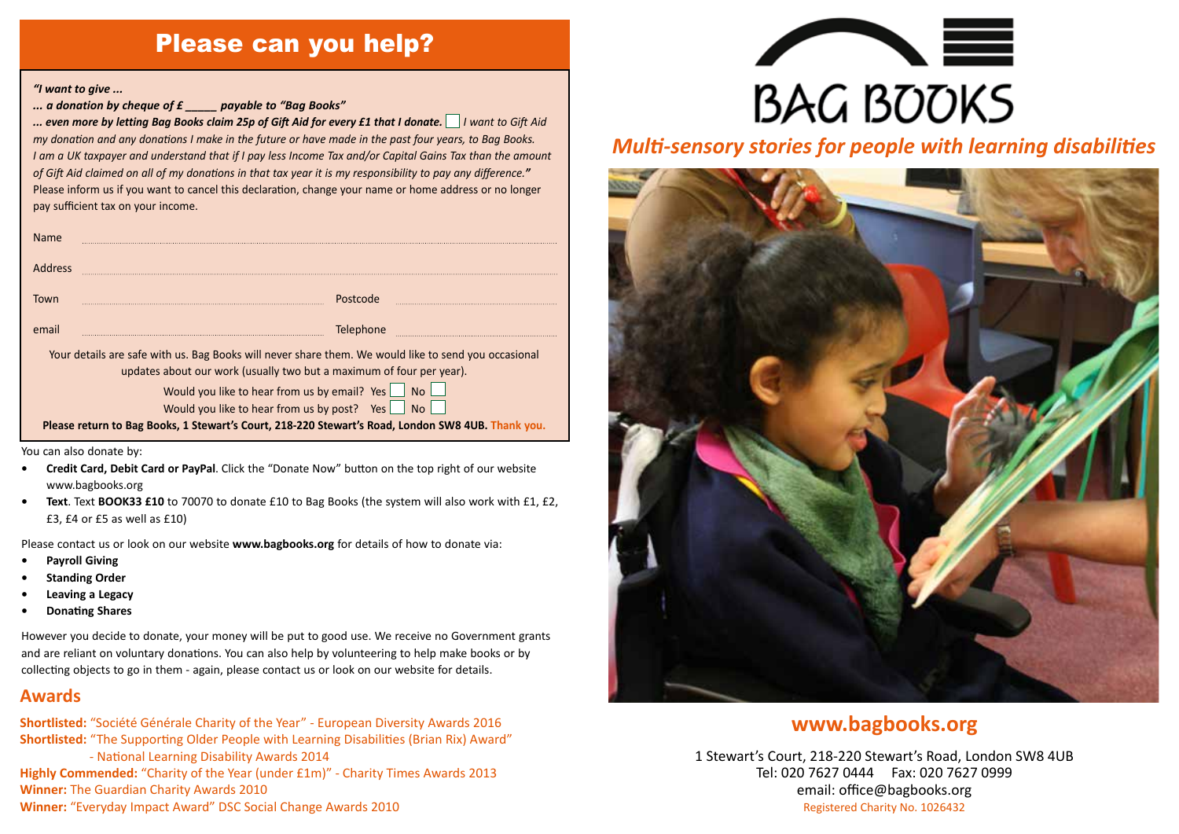## Please can you help?

*"I want to give ...*

***... a donation by cheque of £ _____ payable to "Bag Books"***

***... even more by letting Bag Books claim 25p of Gift Aid for every £1 that I donate.*** ☐ *I want to Gift Aid my donation and any donations I make in the future or have made in the past four years, to Bag Books. I am a UK taxpayer and understand that if I pay less Income Tax and/or Capital Gains Tax than the amount of Gift Aid claimed on all of my donations in that tax year it is my responsibility to pay any difference."*

Please inform us if you want to cancel this declaration, change your name or home address or no longer pay sufficient tax on your income.

Name ..................................................

Address ..................................................

Town .................................. Postcode ..................................

email .................................. Telephone ..................................

Your details are safe with us. Bag Books will never share them. We would like to send you occasional updates about our work (usually two but a maximum of four per year).

Would you like to hear from us by email? Yes ☐ No ☐

Would you like to hear from us by post? Yes ☐ No ☐

**Please return to Bag Books, 1 Stewart's Court, 218-220 Stewart's Road, London SW8 4UB.** Thank you.

You can also donate by:

- **Credit Card, Debit Card or PayPal**. Click the "Donate Now" button on the top right of our website www.bagbooks.org
- **Text**. Text **BOOK33 £10** to 70070 to donate £10 to Bag Books (the system will also work with £1, £2, £3, £4 or £5 as well as £10)

Please contact us or look on our website **www.bagbooks.org** for details of how to donate via:

- **Payroll Giving**
- **Standing Order**
- **Leaving a Legacy**
- **Donating Shares**

However you decide to donate, your money will be put to good use. We receive no Government grants and are reliant on voluntary donations. You can also help by volunteering to help make books or by collecting objects to go in them - again, please contact us or look on our website for details.

## Awards

**Shortlisted:** "Société Générale Charity of the Year" - European Diversity Awards 2016

**Shortlisted:** "The Supporting Older People with Learning Disabilities (Brian Rix) Award" - National Learning Disability Awards 2014

**Highly Commended:** "Charity of the Year (under £1m)" - Charity Times Awards 2013

**Winner:** The Guardian Charity Awards 2010

**Winner:** "Everyday Impact Award" DSC Social Change Awards 2010

# BAG BOOKS

***Multi-sensory stories for people with learning disabilities***

## www.bagbooks.org

1 Stewart's Court, 218-220 Stewart's Road, London SW8 4UB

Tel: 020 7627 0444 Fax: 020 7627 0999

email: office@bagbooks.org

Registered Charity No. 1026432